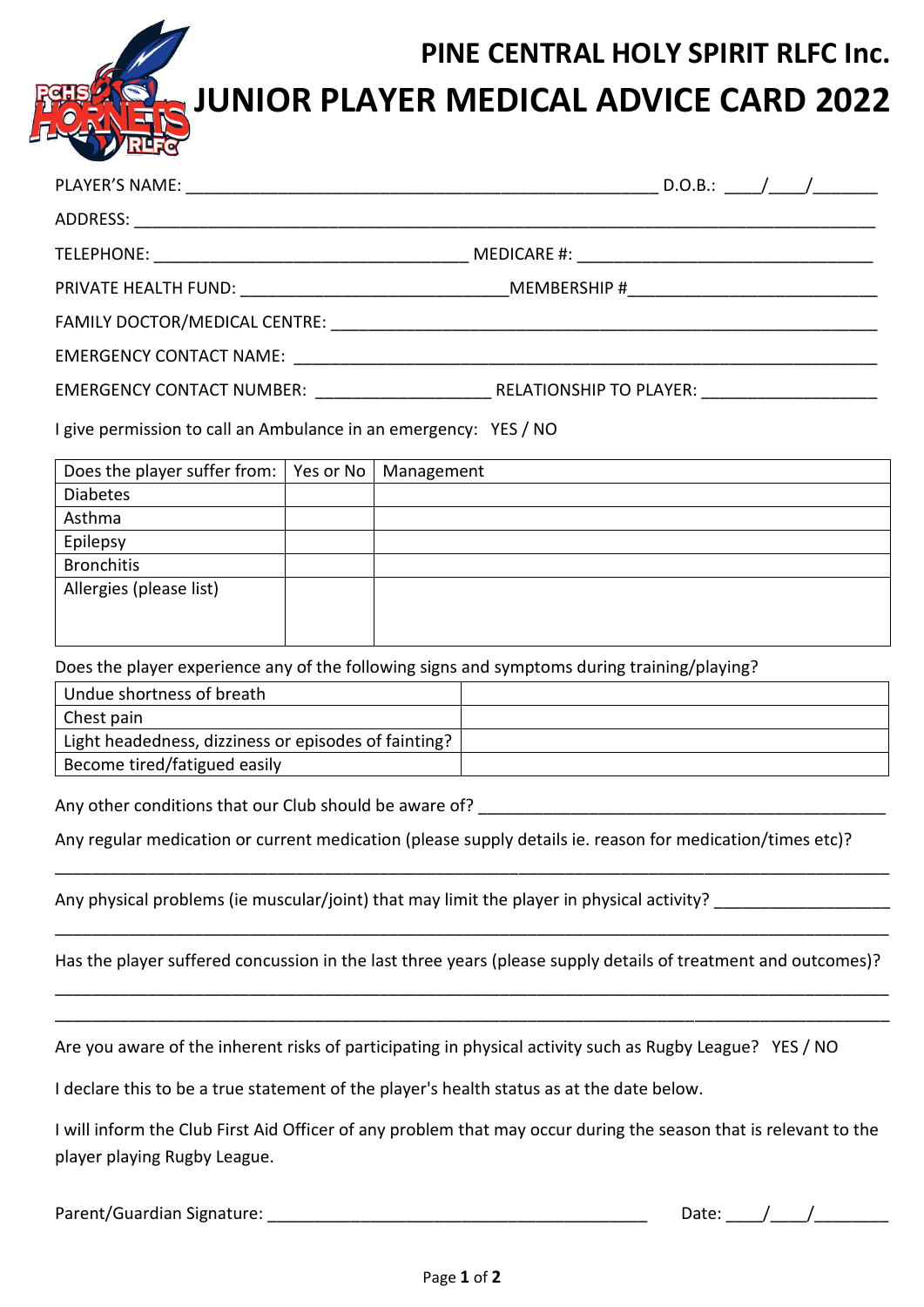# PINE CENTRAL HOLY SPIRIT RLFC Inc.

# JUNIOR PLAYER MEDICAL ADVICE CARD 2022

PLAYER'S NAME: ________________________________________________ D.O.B.: ____/____/_______

ADDRESS: ___________________________________________________________________________

TELEPHONE: ________________________________ MEDICARE #: ______________________________

PRIVATE HEALTH FUND: ___________________________MEMBERSHIP #__________________________

FAMILY DOCTOR/MEDICAL CENTRE: ________________________________________________________

EMERGENCY CONTACT NAME: ___________________________________________________________

EMERGENCY CONTACT NUMBER: __________________ RELATIONSHIP TO PLAYER: __________________

I give permission to call an Ambulance in an emergency: YES / NO

| Does the player suffer from: | Yes or No | Management |
|---|---|---|
| Diabetes | | |
| Asthma | | |
| Epilepsy | | |
| Bronchitis | | |
| Allergies (please list) | | |

Does the player experience any of the following signs and symptoms during training/playing?

| | |
|---|---|
| Undue shortness of breath | |
| Chest pain | |
| Light headedness, dizziness or episodes of fainting? | |
| Become tired/fatigued easily | |

Any other conditions that our Club should be aware of? ___________________________________________

Any regular medication or current medication (please supply details ie. reason for medication/times etc)?

___________________________________________________________________________________

Any physical problems (ie muscular/joint) that may limit the player in physical activity? __________________

___________________________________________________________________________________

Has the player suffered concussion in the last three years (please supply details of treatment and outcomes)?

___________________________________________________________________________________

___________________________________________________________________________________

Are you aware of the inherent risks of participating in physical activity such as Rugby League? YES / NO

I declare this to be a true statement of the player's health status as at the date below.

I will inform the Club First Aid Officer of any problem that may occur during the season that is relevant to the player playing Rugby League.

Parent/Guardian Signature: ________________________________________ Date: ____/____/________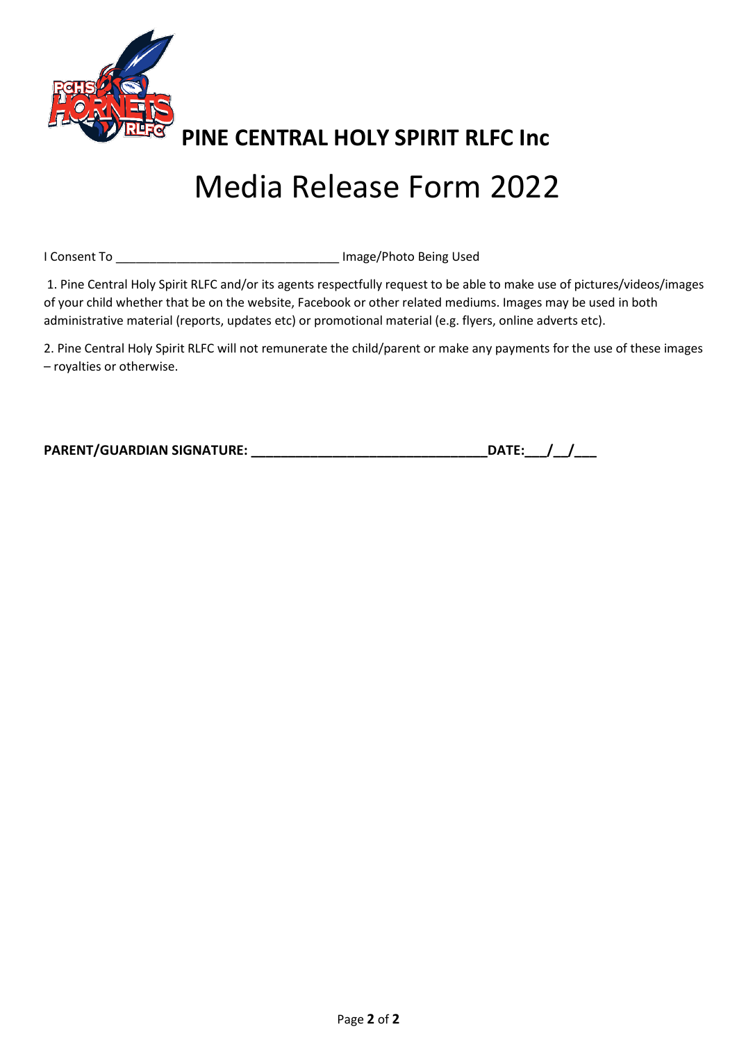**PINE CENTRAL HOLY SPIRIT RLFC Inc**

# Media Release Form 2022

I Consent To ________________________________ Image/Photo Being Used

1. Pine Central Holy Spirit RLFC and/or its agents respectfully request to be able to make use of pictures/videos/images of your child whether that be on the website, Facebook or other related mediums. Images may be used in both administrative material (reports, updates etc) or promotional material (e.g. flyers, online adverts etc).

2. Pine Central Holy Spirit RLFC will not remunerate the child/parent or make any payments for the use of these images – royalties or otherwise.

**PARENT/GUARDIAN SIGNATURE: ________________________________DATE:___/__/___**